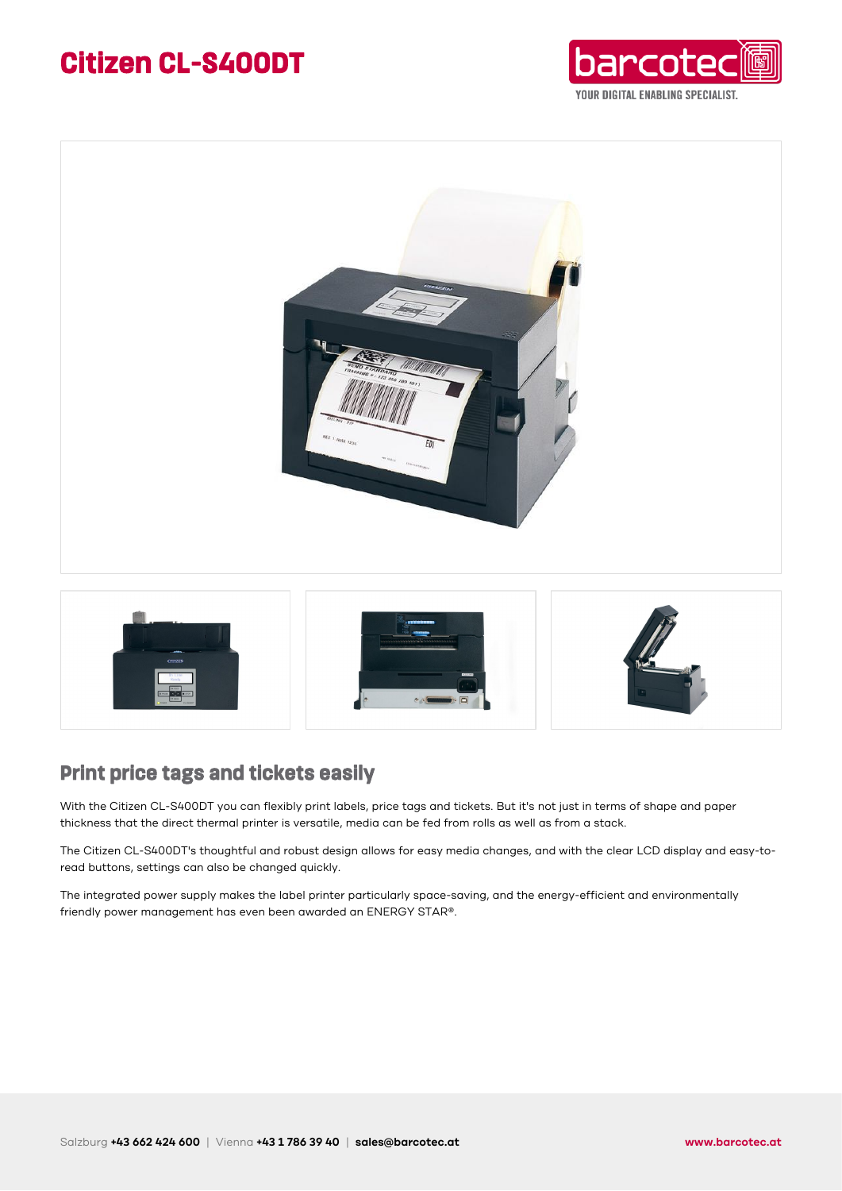# Citizen CL-S400DT

## Print price tags and tickets easily

With the Citizen CL-S400DT you can flexibly print labels, price tags and tickets. But it's not just in terms of shape and paper thickness that the direct thermal printer is versatile, media can be fed from rolls as well as from a stack.

The Citizen CL-S400DT's thoughtful and robust design allows for easy media changes, and with the clear LCD display and easy-to-read buttons, settings can also be changed quickly.

The integrated power supply makes the label printer particularly space-saving, and the energy-efficient and environmentally friendly power management has even been awarded an ENERGY STAR®.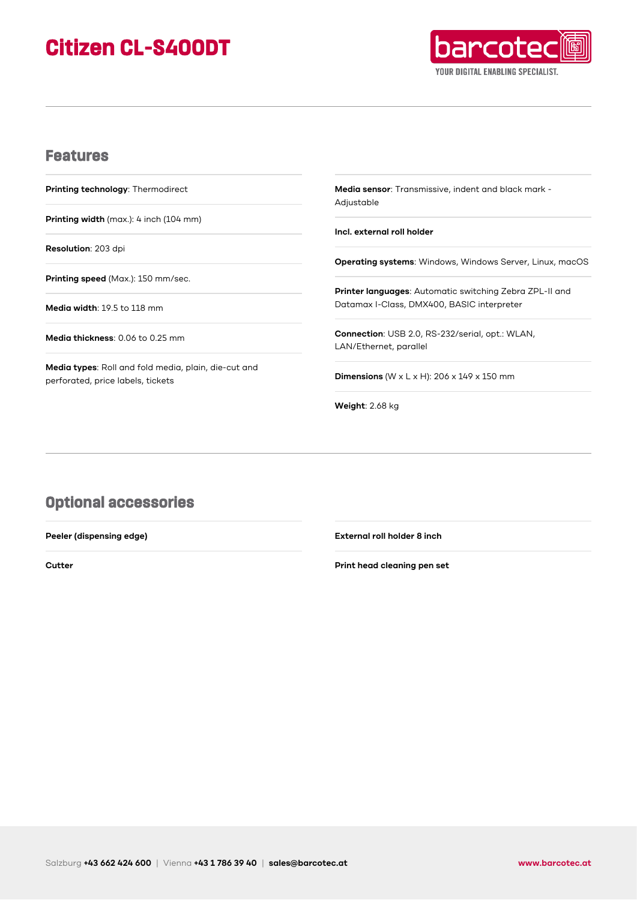# Citizen CL-S400DT

## Features

**Printing technology**: Thermodirect

**Printing width** (max.): 4 inch (104 mm)

**Resolution**: 203 dpi

**Printing speed** (Max.): 150 mm/sec.

**Media width**: 19.5 to 118 mm

**Media thickness**: 0.06 to 0.25 mm

**Media types**: Roll and fold media, plain, die-cut and perforated, price labels, tickets

**Media sensor**: Transmissive, indent and black mark - Adjustable

**Incl. external roll holder**

**Operating systems**: Windows, Windows Server, Linux, macOS

**Printer languages**: Automatic switching Zebra ZPL-II and Datamax I-Class, DMX400, BASIC interpreter

**Connection**: USB 2.0, RS-232/serial, opt.: WLAN, LAN/Ethernet, parallel

**Dimensions** (W x L x H): 206 x 149 x 150 mm

**Weight**: 2.68 kg

## Optional accessories

**Peeler (dispensing edge)**

**Cutter**

**External roll holder 8 inch**

**Print head cleaning pen set**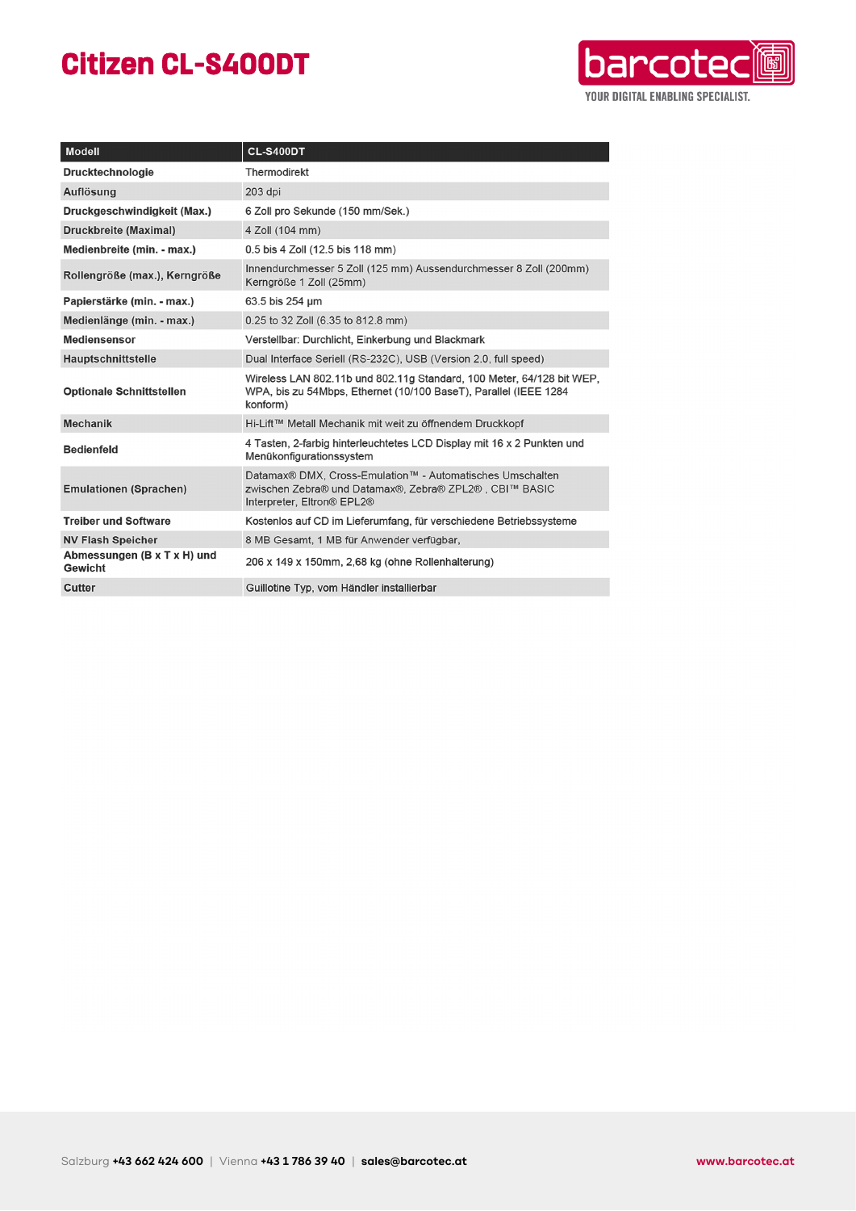# Citizen CL-S400DT

| Modell | CL-S400DT |
|---|---|
| Drucktechnologie | Thermodirekt |
| Auflösung | 203 dpi |
| Druckgeschwindigkeit (Max.) | 6 Zoll pro Sekunde (150 mm/Sek.) |
| Druckbreite (Maximal) | 4 Zoll (104 mm) |
| Medienbreite (min. - max.) | 0.5 bis 4 Zoll (12.5 bis 118 mm) |
| Rollengröße (max.), Kerngröße | Innendurchmesser 5 Zoll (125 mm) Aussendurchmesser 8 Zoll (200mm) Kerngröße 1 Zoll (25mm) |
| Papierstärke (min. - max.) | 63.5 bis 254 µm |
| Medienlänge (min. - max.) | 0.25 to 32 Zoll (6.35 to 812.8 mm) |
| Mediensensor | Verstellbar: Durchlicht, Einkerbung und Blackmark |
| Hauptschnittstelle | Dual Interface Seriell (RS-232C), USB (Version 2.0, full speed) |
| Optionale Schnittstellen | Wireless LAN 802.11b und 802.11g Standard, 100 Meter, 64/128 bit WEP, WPA, bis zu 54Mbps, Ethernet (10/100 BaseT), Parallel (IEEE 1284 konform) |
| Mechanik | Hi-Lift™ Metall Mechanik mit weit zu öffnendem Druckkopf |
| Bedienfeld | 4 Tasten, 2-farbig hinterleuchtetes LCD Display mit 16 x 2 Punkten und Menükonfigurationssystem |
| Emulationen (Sprachen) | Datamax® DMX, Cross-Emulation™ - Automatisches Umschalten zwischen Zebra® und Datamax®, Zebra® ZPL2® , CBI™ BASIC Interpreter, Eltron® EPL2® |
| Treiber und Software | Kostenlos auf CD im Lieferumfang, für verschiedene Betriebssysteme |
| NV Flash Speicher | 8 MB Gesamt, 1 MB für Anwender verfügbar, |
| Abmessungen (B x T x H) und Gewicht | 206 x 149 x 150mm, 2,68 kg (ohne Rollenhalterung) |
| Cutter | Guillotine Typ, vom Händler installierbar |